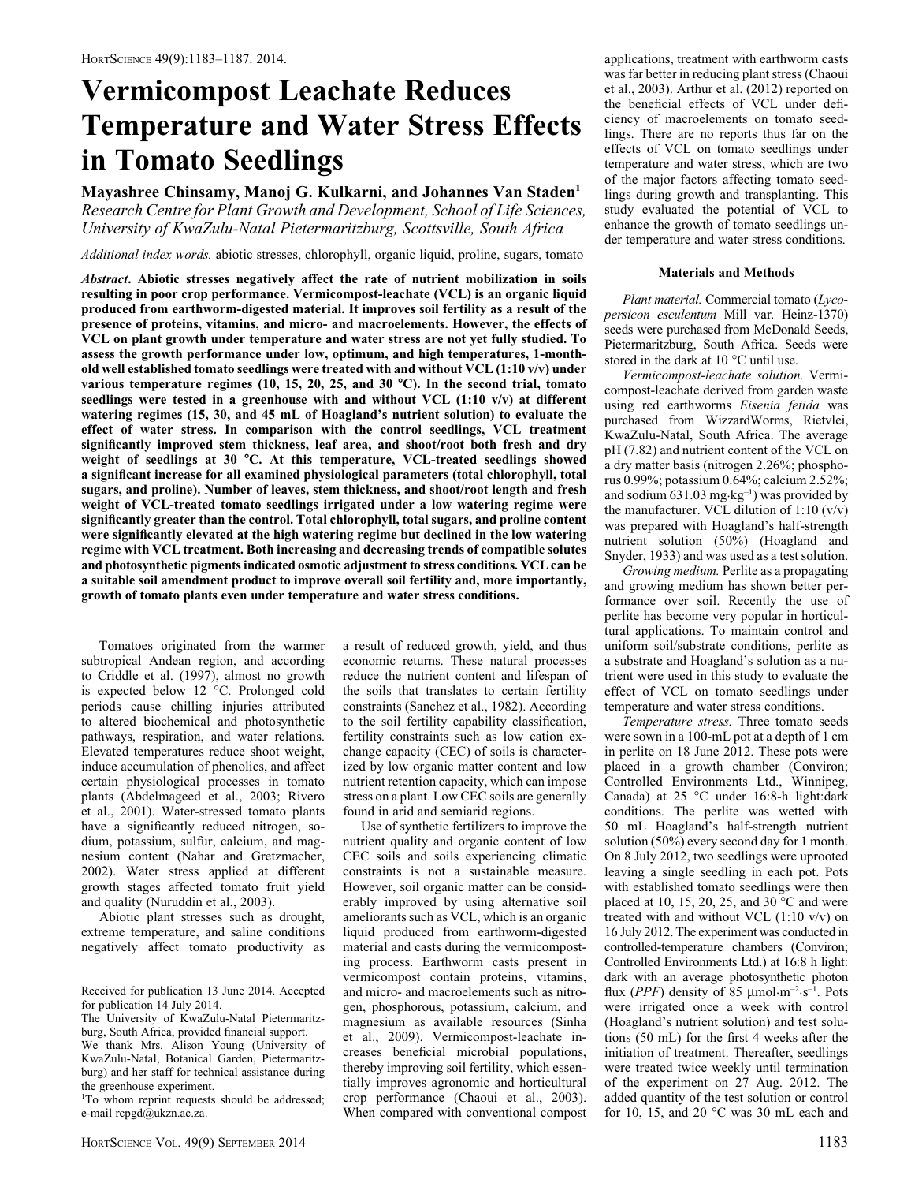# Vermicompost Leachate Reduces Temperature and Water Stress Effects in Tomato Seedlings

**Mayashree Chinsamy, Manoj G. Kulkarni, and Johannes Van Staden**[1]

*Research Centre for Plant Growth and Development, School of Life Sciences, University of KwaZulu-Natal Pietermaritzburg, Scottsville, South Africa*

*Additional index words.* abiotic stresses, chlorophyll, organic liquid, proline, sugars, tomato

***Abstract*. Abiotic stresses negatively affect the rate of nutrient mobilization in soils resulting in poor crop performance. Vermicompost-leachate (VCL) is an organic liquid produced from earthworm-digested material. It improves soil fertility as a result of the presence of proteins, vitamins, and micro- and macroelements. However, the effects of VCL on plant growth under temperature and water stress are not yet fully studied. To assess the growth performance under low, optimum, and high temperatures, 1-month-old well established tomato seedlings were treated with and without VCL (1:10 v/v) under various temperature regimes (10, 15, 20, 25, and 30 °C). In the second trial, tomato seedlings were tested in a greenhouse with and without VCL (1:10 v/v) at different watering regimes (15, 30, and 45 mL of Hoagland's nutrient solution) to evaluate the effect of water stress. In comparison with the control seedlings, VCL treatment significantly improved stem thickness, leaf area, and shoot/root both fresh and dry weight of seedlings at 30 °C. At this temperature, VCL-treated seedlings showed a significant increase for all examined physiological parameters (total chlorophyll, total sugars, and proline). Number of leaves, stem thickness, and shoot/root length and fresh weight of VCL-treated tomato seedlings irrigated under a low watering regime were significantly greater than the control. Total chlorophyll, total sugars, and proline content were significantly elevated at the high watering regime but declined in the low watering regime with VCL treatment. Both increasing and decreasing trends of compatible solutes and photosynthetic pigments indicated osmotic adjustment to stress conditions. VCL can be a suitable soil amendment product to improve overall soil fertility and, more importantly, growth of tomato plants even under temperature and water stress conditions.**

Tomatoes originated from the warmer subtropical Andean region, and according to Criddle et al. (1997), almost no growth is expected below 12 °C. Prolonged cold periods cause chilling injuries attributed to altered biochemical and photosynthetic pathways, respiration, and water relations. Elevated temperatures reduce shoot weight, induce accumulation of phenolics, and affect certain physiological processes in tomato plants (Abdelmageed et al., 2003; Rivero et al., 2001). Water-stressed tomato plants have a significantly reduced nitrogen, sodium, potassium, sulfur, calcium, and magnesium content (Nahar and Gretzmacher, 2002). Water stress applied at different growth stages affected tomato fruit yield and quality (Nuruddin et al., 2003).

Abiotic plant stresses such as drought, extreme temperature, and saline conditions negatively affect tomato productivity as a result of reduced growth, yield, and thus economic returns. These natural processes reduce the nutrient content and lifespan of the soils that translates to certain fertility constraints (Sanchez et al., 1982). According to the soil fertility capability classification, fertility constraints such as low cation exchange capacity (CEC) of soils is characterized by low organic matter content and low nutrient retention capacity, which can impose stress on a plant. Low CEC soils are generally found in arid and semiarid regions.

Use of synthetic fertilizers to improve the nutrient quality and organic content of low CEC soils and soils experiencing climatic constraints is not a sustainable measure. However, soil organic matter can be considerably improved by using alternative soil ameliorants such as VCL, which is an organic liquid produced from earthworm-digested material and casts during the vermicomposting process. Earthworm casts present in vermicompost contain proteins, vitamins, and micro- and macroelements such as nitrogen, phosphorous, potassium, calcium, and magnesium as available resources (Sinha et al., 2009). Vermicompost-leachate increases beneficial microbial populations, thereby improving soil fertility, which essentially improves agronomic and horticultural crop performance (Chaoui et al., 2003). When compared with conventional compost applications, treatment with earthworm casts was far better in reducing plant stress (Chaoui et al., 2003). Arthur et al. (2012) reported on the beneficial effects of VCL under deficiency of macroelements on tomato seedlings. There are no reports thus far on the effects of VCL on tomato seedlings under temperature and water stress, which are two of the major factors affecting tomato seedlings during growth and transplanting. This study evaluated the potential of VCL to enhance the growth of tomato seedlings under temperature and water stress conditions.

## Materials and Methods

*Plant material.* Commercial tomato (*Lycopersicon esculentum* Mill var. Heinz-1370) seeds were purchased from McDonald Seeds, Pietermaritzburg, South Africa. Seeds were stored in the dark at 10 °C until use.

*Vermicompost-leachate solution.* Vermicompost-leachate derived from garden waste using red earthworms *Eisenia fetida* was purchased from WizzardWorms, Rietvlei, KwaZulu-Natal, South Africa. The average pH (7.82) and nutrient content of the VCL on a dry matter basis (nitrogen 2.26%; phosphorus 0.99%; potassium 0.64%; calcium 2.52%; and sodium 631.03 $mg \cdot kg^{-1}$) was provided by the manufacturer. VCL dilution of 1:10 (v/v) was prepared with Hoagland's half-strength nutrient solution (50%) (Hoagland and Snyder, 1933) and was used as a test solution.

*Growing medium.* Perlite as a propagating and growing medium has shown better performance over soil. Recently the use of perlite has become very popular in horticultural applications. To maintain control and uniform soil/substrate conditions, perlite as a substrate and Hoagland's solution as a nutrient were used in this study to evaluate the effect of VCL on tomato seedlings under temperature and water stress conditions.

*Temperature stress.* Three tomato seeds were sown in a 100-mL pot at a depth of 1 cm in perlite on 18 June 2012. These pots were placed in a growth chamber (Conviron; Controlled Environments Ltd., Winnipeg, Canada) at 25 °C under 16:8-h light:dark conditions. The perlite was wetted with 50 mL Hoagland's half-strength nutrient solution (50%) every second day for 1 month. On 8 July 2012, two seedlings were uprooted leaving a single seedling in each pot. Pots with established tomato seedlings were then placed at 10, 15, 20, 25, and 30 °C and were treated with and without VCL (1:10 v/v) on 16 July 2012. The experiment was conducted in controlled-temperature chambers (Conviron; Controlled Environments Ltd.) at 16:8 h light: dark with an average photosynthetic photon flux (*PPF*) density of 85 $\mu mol \cdot m^{-2} \cdot s^{-1}$. Pots were irrigated once a week with control (Hoagland's nutrient solution) and test solutions (50 mL) for the first 4 weeks after the initiation of treatment. Thereafter, seedlings were treated twice weekly until termination of the experiment on 27 Aug. 2012. The added quantity of the test solution or control for 10, 15, and 20 °C was 30 mL each and

---

Received for publication 13 June 2014. Accepted for publication 14 July 2014.

The University of KwaZulu-Natal Pietermaritzburg, South Africa, provided financial support.

We thank Mrs. Alison Young (University of KwaZulu-Natal, Botanical Garden, Pietermaritzburg) and her staff for technical assistance during the greenhouse experiment.

[1]To whom reprint requests should be addressed; e-mail rcpgd@ukzn.ac.za.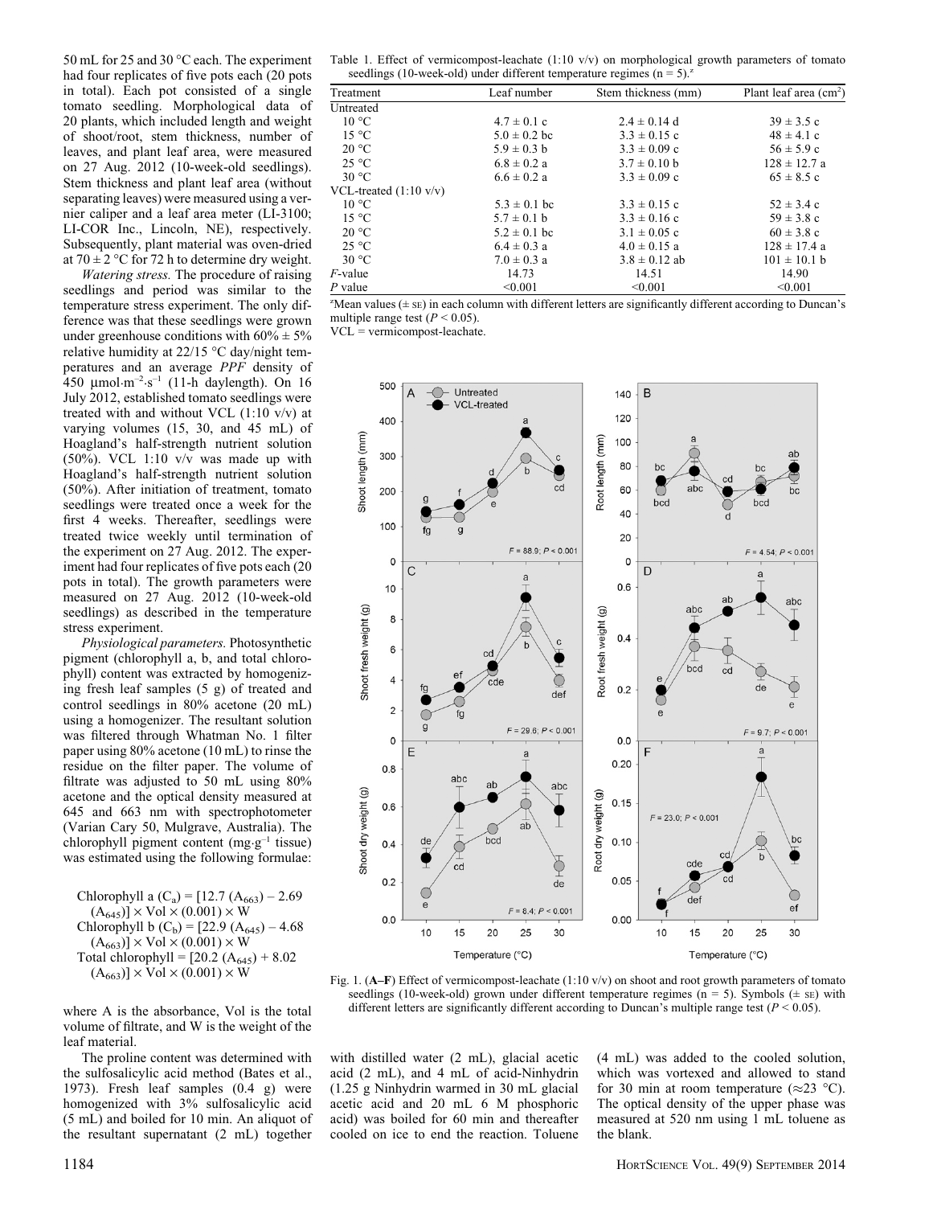50 mL for 25 and 30 °C each. The experiment had four replicates of five pots each (20 pots in total). Each pot consisted of a single tomato seedling. Morphological data of 20 plants, which included length and weight of shoot/root, stem thickness, number of leaves, and plant leaf area, were measured on 27 Aug. 2012 (10-week-old seedlings). Stem thickness and plant leaf area (without separating leaves) were measured using a vernier caliper and a leaf area meter (LI-3100; LI-COR Inc., Lincoln, NE), respectively. Subsequently, plant material was oven-dried at 70 ± 2 °C for 72 h to determine dry weight.

*Watering stress.* The procedure of raising seedlings and period was similar to the temperature stress experiment. The only difference was that these seedlings were grown under greenhouse conditions with 60% ± 5% relative humidity at 22/15 °C day/night temperatures and an average *PPF* density of 450 $\mu mol \cdot m^{-2} \cdot s^{-1}$ (11-h daylength). On 16 July 2012, established tomato seedlings were treated with and without VCL (1:10 v/v) at varying volumes (15, 30, and 45 mL) of Hoagland's half-strength nutrient solution (50%). VCL 1:10 v/v was made up with Hoagland's half-strength nutrient solution (50%). After initiation of treatment, tomato seedlings were treated once a week for the first 4 weeks. Thereafter, seedlings were treated twice weekly until termination of the experiment on 27 Aug. 2012. The experiment had four replicates of five pots each (20 pots in total). The growth parameters were measured on 27 Aug. 2012 (10-week-old seedlings) as described in the temperature stress experiment.

*Physiological parameters.* Photosynthetic pigment (chlorophyll a, b, and total chlorophyll) content was extracted by homogenizing fresh leaf samples (5 g) of treated and control seedlings in 80% acetone (20 mL) using a homogenizer. The resultant solution was filtered through Whatman No. 1 filter paper using 80% acetone (10 mL) to rinse the residue on the filter paper. The volume of filtrate was adjusted to 50 mL using 80% acetone and the optical density measured at 645 and 663 nm with spectrophotometer (Varian Cary 50, Mulgrave, Australia). The chlorophyll pigment content ($mg \cdot g^{-1}$ tissue) was estimated using the following formulae:

$$\text{Chlorophyll a } (C_a) = [12.7\,(A_{663}) - 2.69\,(A_{645})] \times \text{Vol} \times (0.001) \times W$$

$$\text{Chlorophyll b } (C_b) = [22.9\,(A_{645}) - 4.68\,(A_{663})] \times \text{Vol} \times (0.001) \times W$$

$$\text{Total chlorophyll} = [20.2\,(A_{645}) + 8.02\,(A_{663})] \times \text{Vol} \times (0.001) \times W$$

where A is the absorbance, Vol is the total volume of filtrate, and W is the weight of the leaf material.

The proline content was determined with the sulfosalicylic acid method (Bates et al., 1973). Fresh leaf samples (0.4 g) were homogenized with 3% sulfosalicylic acid (5 mL) and boiled for 10 min. An aliquot of the resultant supernatant (2 mL) together with distilled water (2 mL), glacial acetic acid (2 mL), and 4 mL of acid-Ninhydrin (1.25 g Ninhydrin warmed in 30 mL glacial acetic acid and 20 mL 6 M phosphoric acid) was boiled for 60 min and thereafter cooled on ice to end the reaction. Toluene (4 mL) was added to the cooled solution, which was vortexed and allowed to stand for 30 min at room temperature (≈23 °C). The optical density of the upper phase was measured at 520 nm using 1 mL toluene as the blank.

Table 1. Effect of vermicompost-leachate (1:10 v/v) on morphological growth parameters of tomato seedlings (10-week-old) under different temperature regimes (n = 5).[z]

| Treatment | Leaf number | Stem thickness (mm) | Plant leaf area ($cm^2$) |
|---|---|---|---|
| Untreated | | | |
| 10 °C | 4.7 ± 0.1 c | 2.4 ± 0.14 d | 39 ± 3.5 c |
| 15 °C | 5.0 ± 0.2 bc | 3.3 ± 0.15 c | 48 ± 4.1 c |
| 20 °C | 5.9 ± 0.3 b | 3.3 ± 0.09 c | 56 ± 5.9 c |
| 25 °C | 6.8 ± 0.2 a | 3.7 ± 0.10 b | 128 ± 12.7 a |
| 30 °C | 6.6 ± 0.2 a | 3.3 ± 0.09 c | 65 ± 8.5 c |
| VCL-treated (1:10 v/v) | | | |
| 10 °C | 5.3 ± 0.1 bc | 3.3 ± 0.15 c | 52 ± 3.4 c |
| 15 °C | 5.7 ± 0.1 b | 3.3 ± 0.16 c | 59 ± 3.8 c |
| 20 °C | 5.2 ± 0.1 bc | 3.1 ± 0.05 c | 60 ± 3.8 c |
| 25 °C | 6.4 ± 0.3 a | 4.0 ± 0.15 a | 128 ± 17.4 a |
| 30 °C | 7.0 ± 0.3 a | 3.8 ± 0.12 ab | 101 ± 10.1 b |
| *F*-value | 14.73 | 14.51 | 14.90 |
| *P* value | <0.001 | <0.001 | <0.001 |

[z]Mean values (± SE) in each column with different letters are significantly different according to Duncan's multiple range test ($P < 0.05$).
VCL = vermicompost-leachate.

Fig. 1. (A–F) Effect of vermicompost-leachate (1:10 v/v) on shoot and root growth parameters of tomato seedlings (10-week-old) grown under different temperature regimes (n = 5). Symbols (± SE) with different letters are significantly different according to Duncan's multiple range test ($P < 0.05$).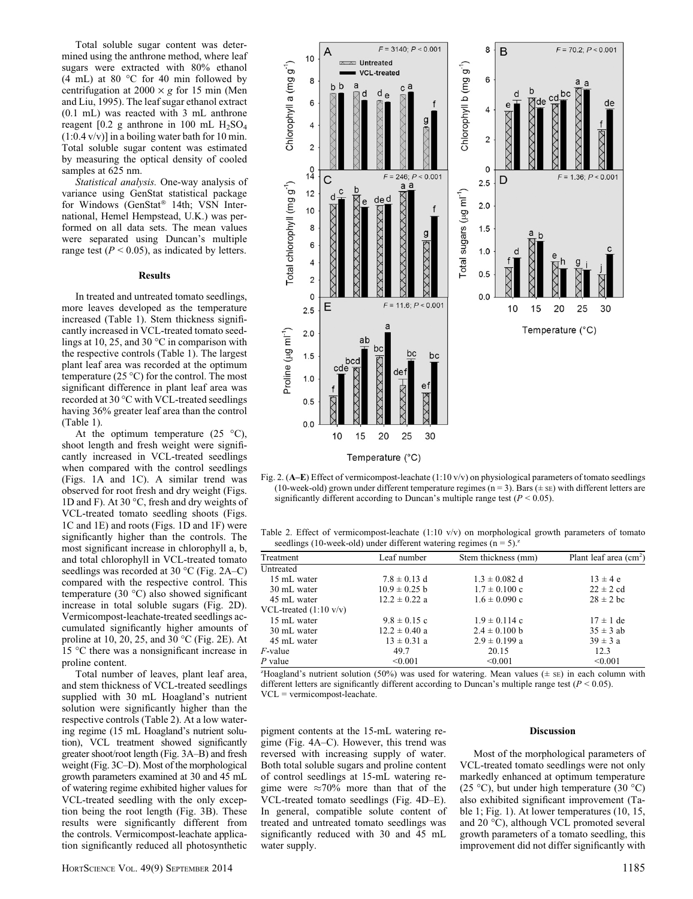Total soluble sugar content was determined using the anthrone method, where leaf sugars were extracted with 80% ethanol (4 mL) at 80 °C for 40 min followed by centrifugation at 2000 × *g* for 15 min (Men and Liu, 1995). The leaf sugar ethanol extract (0.1 mL) was reacted with 3 mL anthrone reagent [0.2 g anthrone in 100 mL $H_2SO_4$ (1:0.4 v/v)] in a boiling water bath for 10 min. Total soluble sugar content was estimated by measuring the optical density of cooled samples at 625 nm.

*Statistical analysis.* One-way analysis of variance using GenStat statistical package for Windows (GenStat® 14th; VSN International, Hemel Hempstead, U.K.) was performed on all data sets. The mean values were separated using Duncan's multiple range test ($P < 0.05$), as indicated by letters.

## Results

In treated and untreated tomato seedlings, more leaves developed as the temperature increased (Table 1). Stem thickness significantly increased in VCL-treated tomato seedlings at 10, 25, and 30 °C in comparison with the respective controls (Table 1). The largest plant leaf area was recorded at the optimum temperature (25 °C) for the control. The most significant difference in plant leaf area was recorded at 30 °C with VCL-treated seedlings having 36% greater leaf area than the control (Table 1).

At the optimum temperature (25 °C), shoot length and fresh weight were significantly increased in VCL-treated seedlings when compared with the control seedlings (Figs. 1A and 1C). A similar trend was observed for root fresh and dry weight (Figs. 1D and F). At 30 °C, fresh and dry weights of VCL-treated tomato seedling shoots (Figs. 1C and 1E) and roots (Figs. 1D and 1F) were significantly higher than the controls. The most significant increase in chlorophyll a, b, and total chlorophyll in VCL-treated tomato seedlings was recorded at 30 °C (Fig. 2A–C) compared with the respective control. This temperature (30 °C) also showed significant increase in total soluble sugars (Fig. 2D). Vermicompost-leachate-treated seedlings accumulated significantly higher amounts of proline at 10, 20, 25, and 30 °C (Fig. 2E). At 15 °C there was a nonsignificant increase in proline content.

Total number of leaves, plant leaf area, and stem thickness of VCL-treated seedlings supplied with 30 mL Hoagland's nutrient solution were significantly higher than the respective controls (Table 2). At a low watering regime (15 mL Hoagland's nutrient solution), VCL treatment showed significantly greater shoot/root length (Fig. 3A–B) and fresh weight (Fig. 3C–D). Most of the morphological growth parameters examined at 30 and 45 mL of watering regime exhibited higher values for VCL-treated seedling with the only exception being the root length (Fig. 3B). These results were significantly different from the controls. Vermicompost-leachate application significantly reduced all photosynthetic pigment contents at the 15-mL watering regime (Fig. 4A–C). However, this trend was reversed with increasing supply of water. Both total soluble sugars and proline content of control seedlings at 15-mL watering regime were ≈70% more than that of the VCL-treated tomato seedlings (Fig. 4D–E). In general, compatible solute content of treated and untreated tomato seedlings was significantly reduced with 30 and 45 mL water supply.

Fig. 2. (**A–E**) Effect of vermicompost-leachate (1:10 v/v) on physiological parameters of tomato seedlings (10-week-old) grown under different temperature regimes (n = 3). Bars (± SE) with different letters are significantly different according to Duncan's multiple range test ($P < 0.05$).

Table 2. Effect of vermicompost-leachate (1:10 v/v) on morphological growth parameters of tomato seedlings (10-week-old) under different watering regimes (n = 5).[z]

| Treatment | Leaf number | Stem thickness (mm) | Plant leaf area ($cm^2$) |
|---|---|---|---|
| Untreated | | | |
| 15 mL water | 7.8 ± 0.13 d | 1.3 ± 0.082 d | 13 ± 4 e |
| 30 mL water | 10.9 ± 0.25 b | 1.7 ± 0.100 c | 22 ± 2 cd |
| 45 mL water | 12.2 ± 0.22 a | 1.6 ± 0.090 c | 28 ± 2 bc |
| VCL-treated (1:10 v/v) | | | |
| 15 mL water | 9.8 ± 0.15 c | 1.9 ± 0.114 c | 17 ± 1 de |
| 30 mL water | 12.2 ± 0.40 a | 2.4 ± 0.100 b | 35 ± 3 ab |
| 45 mL water | 13 ± 0.31 a | 2.9 ± 0.199 a | 39 ± 3 a |
| *F*-value | 49.7 | 20.15 | 12.3 |
| *P* value | <0.001 | <0.001 | <0.001 |

[z]Hoagland's nutrient solution (50%) was used for watering. Mean values (± SE) in each column with different letters are significantly different according to Duncan's multiple range test ($P < 0.05$).
VCL = vermicompost-leachate.

## Discussion

Most of the morphological parameters of VCL-treated tomato seedlings were not only markedly enhanced at optimum temperature (25 °C), but under high temperature (30 °C) also exhibited significant improvement (Table 1; Fig. 1). At lower temperatures (10, 15, and 20 °C), although VCL promoted several growth parameters of a tomato seedling, this improvement did not differ significantly with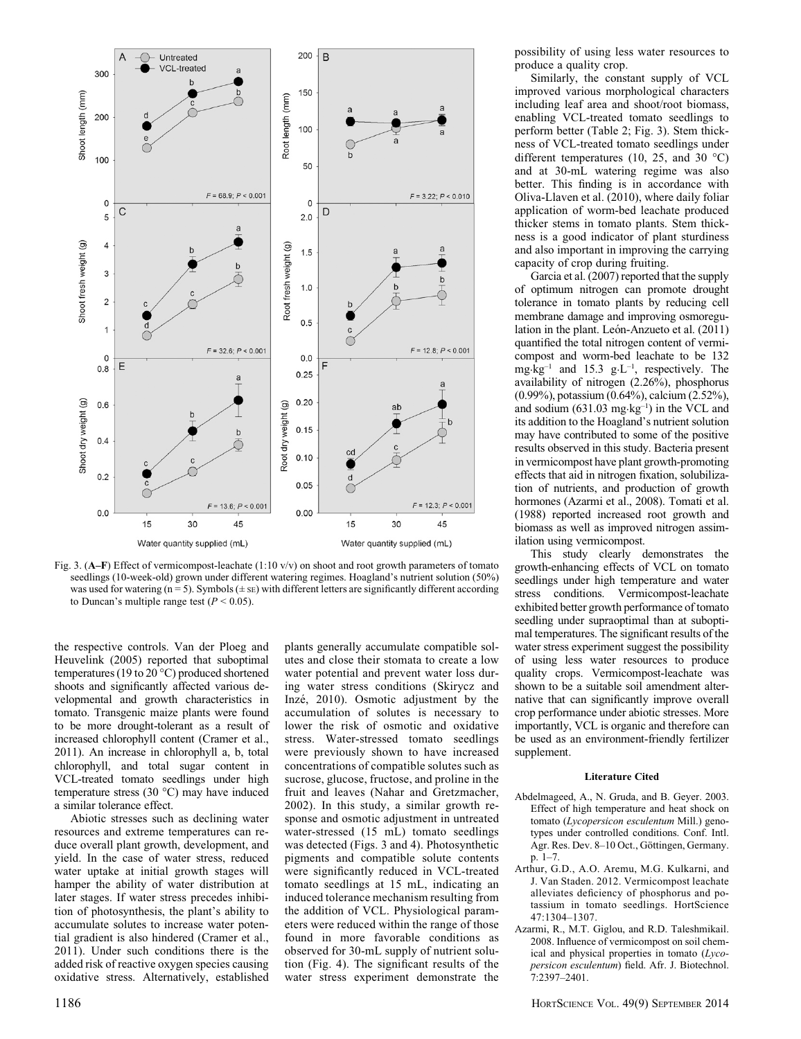Fig. 3. (**A–F**) Effect of vermicompost-leachate (1:10 v/v) on shoot and root growth parameters of tomato seedlings (10-week-old) grown under different watering regimes. Hoagland's nutrient solution (50%) was used for watering (n = 5). Symbols (± SE) with different letters are significantly different according to Duncan's multiple range test ($P < 0.05$).

the respective controls. Van der Ploeg and Heuvelink (2005) reported that suboptimal temperatures (19 to 20 °C) produced shortened shoots and significantly affected various developmental and growth characteristics in tomato. Transgenic maize plants were found to be more drought-tolerant as a result of increased chlorophyll content (Cramer et al., 2011). An increase in chlorophyll a, b, total chlorophyll, and total sugar content in VCL-treated tomato seedlings under high temperature stress (30 °C) may have induced a similar tolerance effect.

Abiotic stresses such as declining water resources and extreme temperatures can reduce overall plant growth, development, and yield. In the case of water stress, reduced water uptake at initial growth stages will hamper the ability of water distribution at later stages. If water stress precedes inhibition of photosynthesis, the plant's ability to accumulate solutes to increase water potential gradient is also hindered (Cramer et al., 2011). Under such conditions there is the added risk of reactive oxygen species causing oxidative stress. Alternatively, established plants generally accumulate compatible solutes and close their stomata to create a low water potential and prevent water loss during water stress conditions (Skirycz and Inzé, 2010). Osmotic adjustment by the accumulation of solutes is necessary to lower the risk of osmotic and oxidative stress. Water-stressed tomato seedlings were previously shown to have increased concentrations of compatible solutes such as sucrose, glucose, fructose, and proline in the fruit and leaves (Nahar and Gretzmacher, 2002). In this study, a similar growth response and osmotic adjustment in untreated water-stressed (15 mL) tomato seedlings was detected (Figs. 3 and 4). Photosynthetic pigments and compatible solute contents were significantly reduced in VCL-treated tomato seedlings at 15 mL, indicating an induced tolerance mechanism resulting from the addition of VCL. Physiological parameters were reduced within the range of those found in more favorable conditions as observed for 30-mL supply of nutrient solution (Fig. 4). The significant results of the water stress experiment demonstrate the possibility of using less water resources to produce a quality crop.

Similarly, the constant supply of VCL improved various morphological characters including leaf area and shoot/root biomass, enabling VCL-treated tomato seedlings to perform better (Table 2; Fig. 3). Stem thickness of VCL-treated tomato seedlings under different temperatures (10, 25, and 30 °C) and at 30-mL watering regime was also better. This finding is in accordance with Oliva-Llaven et al. (2010), where daily foliar application of worm-bed leachate produced thicker stems in tomato plants. Stem thickness is a good indicator of plant sturdiness and also important in improving the carrying capacity of crop during fruiting.

Garcia et al. (2007) reported that the supply of optimum nitrogen can promote drought tolerance in tomato plants by reducing cell membrane damage and improving osmoregulation in the plant. León-Anzueto et al. (2011) quantified the total nitrogen content of vermicompost and worm-bed leachate to be 132 $mg \cdot kg^{-1}$ and 15.3 $g \cdot L^{-1}$, respectively. The availability of nitrogen (2.26%), phosphorus (0.99%), potassium (0.64%), calcium (2.52%), and sodium (631.03 $mg \cdot kg^{-1}$) in the VCL and its addition to the Hoagland's nutrient solution may have contributed to some of the positive results observed in this study. Bacteria present in vermicompost have plant growth-promoting effects that aid in nitrogen fixation, solubilization of nutrients, and production of growth hormones (Azarmi et al., 2008). Tomati et al. (1988) reported increased root growth and biomass as well as improved nitrogen assimilation using vermicompost.

This study clearly demonstrates the growth-enhancing effects of VCL on tomato seedlings under high temperature and water stress conditions. Vermicompost-leachate exhibited better growth performance of tomato seedling under supraoptimal than at suboptimal temperatures. The significant results of the water stress experiment suggest the possibility of using less water resources to produce quality crops. Vermicompost-leachate was shown to be a suitable soil amendment alternative that can significantly improve overall crop performance under abiotic stresses. More importantly, VCL is organic and therefore can be used as an environment-friendly fertilizer supplement.

## Literature Cited

Abdelmageed, A., N. Gruda, and B. Geyer. 2003. Effect of high temperature and heat shock on tomato (*Lycopersicon esculentum* Mill.) genotypes under controlled conditions. Conf. Intl. Agr. Res. Dev. 8–10 Oct., Göttingen, Germany. p. 1–7.

Arthur, G.D., A.O. Aremu, M.G. Kulkarni, and J. Van Staden. 2012. Vermicompost leachate alleviates deficiency of phosphorus and potassium in tomato seedlings. HortScience 47:1304–1307.

Azarmi, R., M.T. Giglou, and R.D. Taleshmikail. 2008. Influence of vermicompost on soil chemical and physical properties in tomato (*Lycopersicon esculentum*) field. Afr. J. Biotechnol. 7:2397–2401.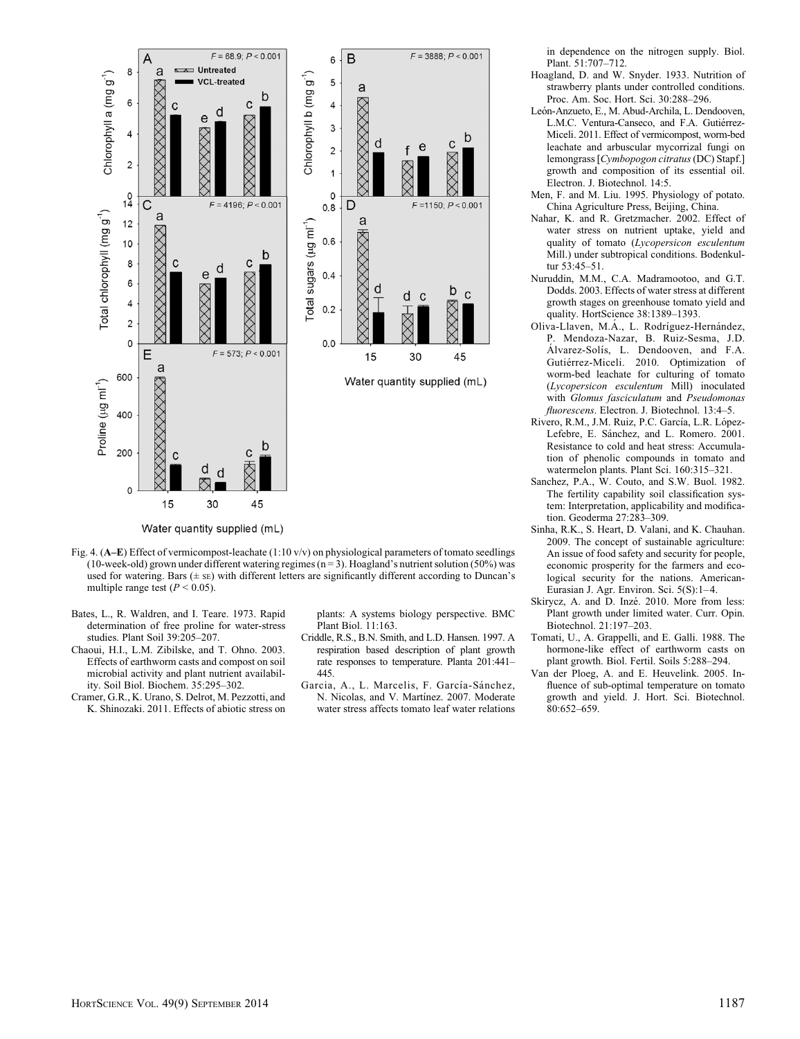A

$F = 68.9$; $P < 0.001$

Untreated

VCL-treated

Chlorophyll a (mg g$^{-1}$)

B

$F = 3888$; $P < 0.001$

Chlorophyll b (mg g$^{-1}$)

C

$F = 4196$; $P < 0.001$

Total chlorophyll (mg g$^{-1}$)

D

$F = 1150$; $P < 0.001$

Total sugars ($\mu$g ml$^{-1}$)

E

$F = 573$; $P < 0.001$

Proline ($\mu$g ml$^{-1}$)

15 30 45

Water quantity supplied (mL)

Fig. 4. (**A–E**) Effect of vermicompost-leachate (1:10 v/v) on physiological parameters of tomato seedlings (10-week-old) grown under different watering regimes (n = 3). Hoagland's nutrient solution (50%) was used for watering. Bars (± SE) with different letters are significantly different according to Duncan's multiple range test ($P < 0.05$).

Bates, L., R. Waldren, and I. Teare. 1973. Rapid determination of free proline for water-stress studies. Plant Soil 39:205–207.

Chaoui, H.I., L.M. Zibilske, and T. Ohno. 2003. Effects of earthworm casts and compost on soil microbial activity and plant nutrient availability. Soil Biol. Biochem. 35:295–302.

Cramer, G.R., K. Urano, S. Delrot, M. Pezzotti, and K. Shinozaki. 2011. Effects of abiotic stress on plants: A systems biology perspective. BMC Plant Biol. 11:163.

Criddle, R.S., B.N. Smith, and L.D. Hansen. 1997. A respiration based description of plant growth rate responses to temperature. Planta 201:441–445.

Garcia, A., L. Marcelis, F. García-Sánchez, N. Nicolas, and V. Martínez. 2007. Moderate water stress affects tomato leaf water relations in dependence on the nitrogen supply. Biol. Plant. 51:707–712.

Hoagland, D. and W. Snyder. 1933. Nutrition of strawberry plants under controlled conditions. Proc. Am. Soc. Hort. Sci. 30:288–296.

León-Anzueto, E., M. Abud-Archila, L. Dendooven, L.M.C. Ventura-Canseco, and F.A. Gutiérrez-Miceli. 2011. Effect of vermicompost, worm-bed leachate and arbuscular mycorrizal fungi on lemongrass [*Cymbopogon citratus* (DC) Stapf.] growth and composition of its essential oil. Electron. J. Biotechnol. 14:5.

Men, F. and M. Liu. 1995. Physiology of potato. China Agriculture Press, Beijing, China.

Nahar, K. and R. Gretzmacher. 2002. Effect of water stress on nutrient uptake, yield and quality of tomato (*Lycopersicon esculentum* Mill.) under subtropical conditions. Bodenkultur 53:45–51.

Nuruddin, M.M., C.A. Madramootoo, and G.T. Dodds. 2003. Effects of water stress at different growth stages on greenhouse tomato yield and quality. HortScience 38:1389–1393.

Oliva-Llaven, M.Á., L. Rodríguez-Hernández, P. Mendoza-Nazar, B. Ruiz-Sesma, J.D. Álvarez-Solís, L. Dendooven, and F.A. Gutiérrez-Miceli. 2010. Optimization of worm-bed leachate for culturing of tomato (*Lycopersicon esculentum* Mill) inoculated with *Glomus fasciculatum* and *Pseudomonas fluorescens*. Electron. J. Biotechnol. 13:4–5.

Rivero, R.M., J.M. Ruiz, P.C. García, L.R. López-Lefebre, E. Sánchez, and L. Romero. 2001. Resistance to cold and heat stress: Accumulation of phenolic compounds in tomato and watermelon plants. Plant Sci. 160:315–321.

Sanchez, P.A., W. Couto, and S.W. Buol. 1982. The fertility capability soil classification system: Interpretation, applicability and modification. Geoderma 27:283–309.

Sinha, R.K., S. Heart, D. Valani, and K. Chauhan. 2009. The concept of sustainable agriculture: An issue of food safety and security for people, economic prosperity for the farmers and ecological security for the nations. American-Eurasian J. Agr. Environ. Sci. 5(S):1–4.

Skirycz, A. and D. Inzé. 2010. More from less: Plant growth under limited water. Curr. Opin. Biotechnol. 21:197–203.

Tomati, U., A. Grappelli, and E. Galli. 1988. The hormone-like effect of earthworm casts on plant growth. Biol. Fertil. Soils 5:288–294.

Van der Ploeg, A. and E. Heuvelink. 2005. Influence of sub-optimal temperature on tomato growth and yield. J. Hort. Sci. Biotechnol. 80:652–659.